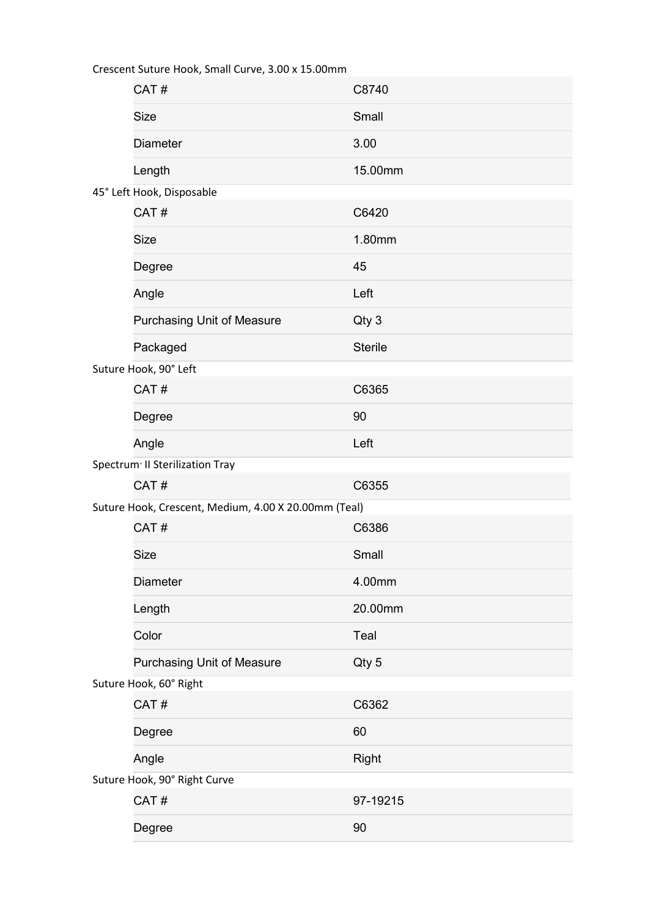Crescent Suture Hook, Small Curve, 3.00 x 15.00mm

| CAT # | C8740 |
|---|---|
| Size | Small |
| Diameter | 3.00 |
| Length | 15.00mm |

45° Left Hook, Disposable

| CAT # | C6420 |
|---|---|
| Size | 1.80mm |
| Degree | 45 |
| Angle | Left |
| Purchasing Unit of Measure | Qty 3 |
| Packaged | Sterile |

Suture Hook, 90° Left

| CAT # | C6365 |
|---|---|
| Degree | 90 |
| Angle | Left |

Spectrum· II Sterilization Tray

| CAT # | C6355 |
|---|---|

Suture Hook, Crescent, Medium, 4.00 X 20.00mm (Teal)

| CAT # | C6386 |
|---|---|
| Size | Small |
| Diameter | 4.00mm |
| Length | 20.00mm |
| Color | Teal |
| Purchasing Unit of Measure | Qty 5 |

Suture Hook, 60° Right

| CAT # | C6362 |
|---|---|
| Degree | 60 |
| Angle | Right |

Suture Hook, 90° Right Curve

| CAT # | 97-19215 |
|---|---|
| Degree | 90 |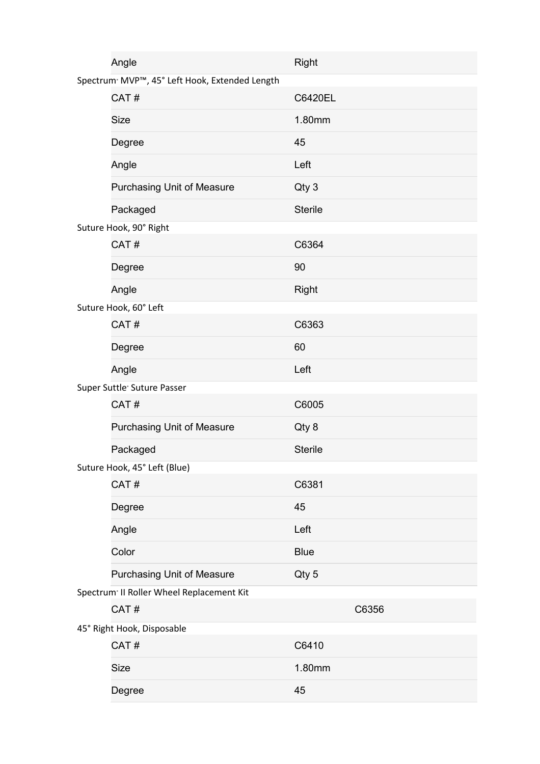| Angle | Right |
| --- | --- |

Spectrum® MVP™, 45° Left Hook, Extended Length

| CAT # | C6420EL |
| --- | --- |
| Size | 1.80mm |
| Degree | 45 |
| Angle | Left |
| Purchasing Unit of Measure | Qty 3 |
| Packaged | Sterile |

Suture Hook, 90° Right

| CAT # | C6364 |
| --- | --- |
| Degree | 90 |
| Angle | Right |

Suture Hook, 60° Left

| CAT # | C6363 |
| --- | --- |
| Degree | 60 |
| Angle | Left |

Super Suttle® Suture Passer

| CAT # | C6005 |
| --- | --- |
| Purchasing Unit of Measure | Qty 8 |
| Packaged | Sterile |

Suture Hook, 45° Left (Blue)

| CAT # | C6381 |
| --- | --- |
| Degree | 45 |
| Angle | Left |
| Color | Blue |
| Purchasing Unit of Measure | Qty 5 |

Spectrum® II Roller Wheel Replacement Kit

| CAT # | C6356 |
| --- | --- |

45° Right Hook, Disposable

| CAT # | C6410 |
| --- | --- |
| Size | 1.80mm |
| Degree | 45 |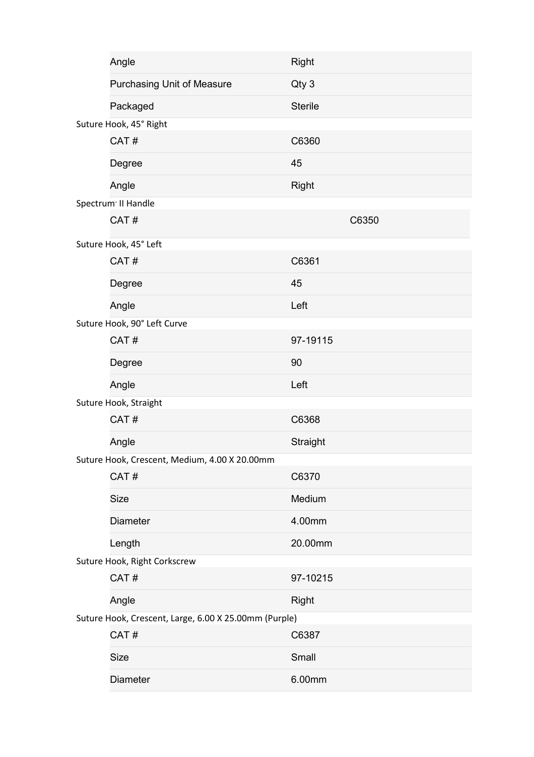| | |
|---|---|
| Angle | Right |
| Purchasing Unit of Measure | Qty 3 |
| Packaged | Sterile |

Suture Hook, 45° Right

| | |
|---|---|
| CAT # | C6360 |
| Degree | 45 |
| Angle | Right |

Spectrum® II Handle

| | |
|---|---|
| CAT # | C6350 |

Suture Hook, 45° Left

| | |
|---|---|
| CAT # | C6361 |
| Degree | 45 |
| Angle | Left |

Suture Hook, 90° Left Curve

| | |
|---|---|
| CAT # | 97-19115 |
| Degree | 90 |
| Angle | Left |

Suture Hook, Straight

| | |
|---|---|
| CAT # | C6368 |
| Angle | Straight |

Suture Hook, Crescent, Medium, 4.00 X 20.00mm

| | |
|---|---|
| CAT # | C6370 |
| Size | Medium |
| Diameter | 4.00mm |
| Length | 20.00mm |

Suture Hook, Right Corkscrew

| | |
|---|---|
| CAT # | 97-10215 |
| Angle | Right |

Suture Hook, Crescent, Large, 6.00 X 25.00mm (Purple)

| | |
|---|---|
| CAT # | C6387 |
| Size | Small |
| Diameter | 6.00mm |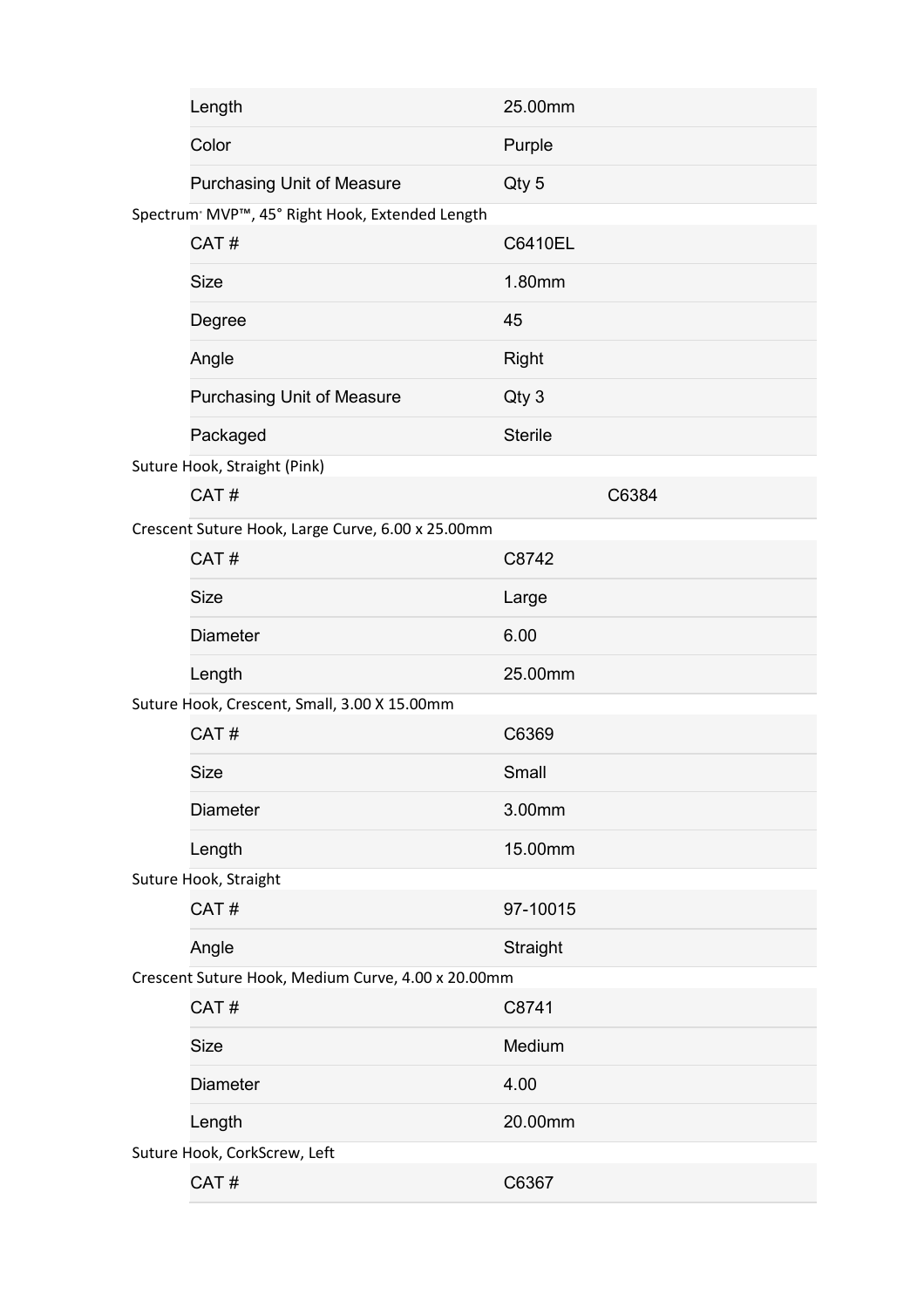| | |
|---|---|
| Length | 25.00mm |
| Color | Purple |
| Purchasing Unit of Measure | Qty 5 |

Spectrum® MVP™, 45° Right Hook, Extended Length

| | |
|---|---|
| CAT # | C6410EL |
| Size | 1.80mm |
| Degree | 45 |
| Angle | Right |
| Purchasing Unit of Measure | Qty 3 |
| Packaged | Sterile |

Suture Hook, Straight (Pink)

| | |
|---|---|
| CAT # | C6384 |

Crescent Suture Hook, Large Curve, 6.00 x 25.00mm

| | |
|---|---|
| CAT # | C8742 |
| Size | Large |
| Diameter | 6.00 |
| Length | 25.00mm |

Suture Hook, Crescent, Small, 3.00 X 15.00mm

| | |
|---|---|
| CAT # | C6369 |
| Size | Small |
| Diameter | 3.00mm |
| Length | 15.00mm |

Suture Hook, Straight

| | |
|---|---|
| CAT # | 97-10015 |
| Angle | Straight |

Crescent Suture Hook, Medium Curve, 4.00 x 20.00mm

| | |
|---|---|
| CAT # | C8741 |
| Size | Medium |
| Diameter | 4.00 |
| Length | 20.00mm |

Suture Hook, CorkScrew, Left

| | |
|---|---|
| CAT # | C6367 |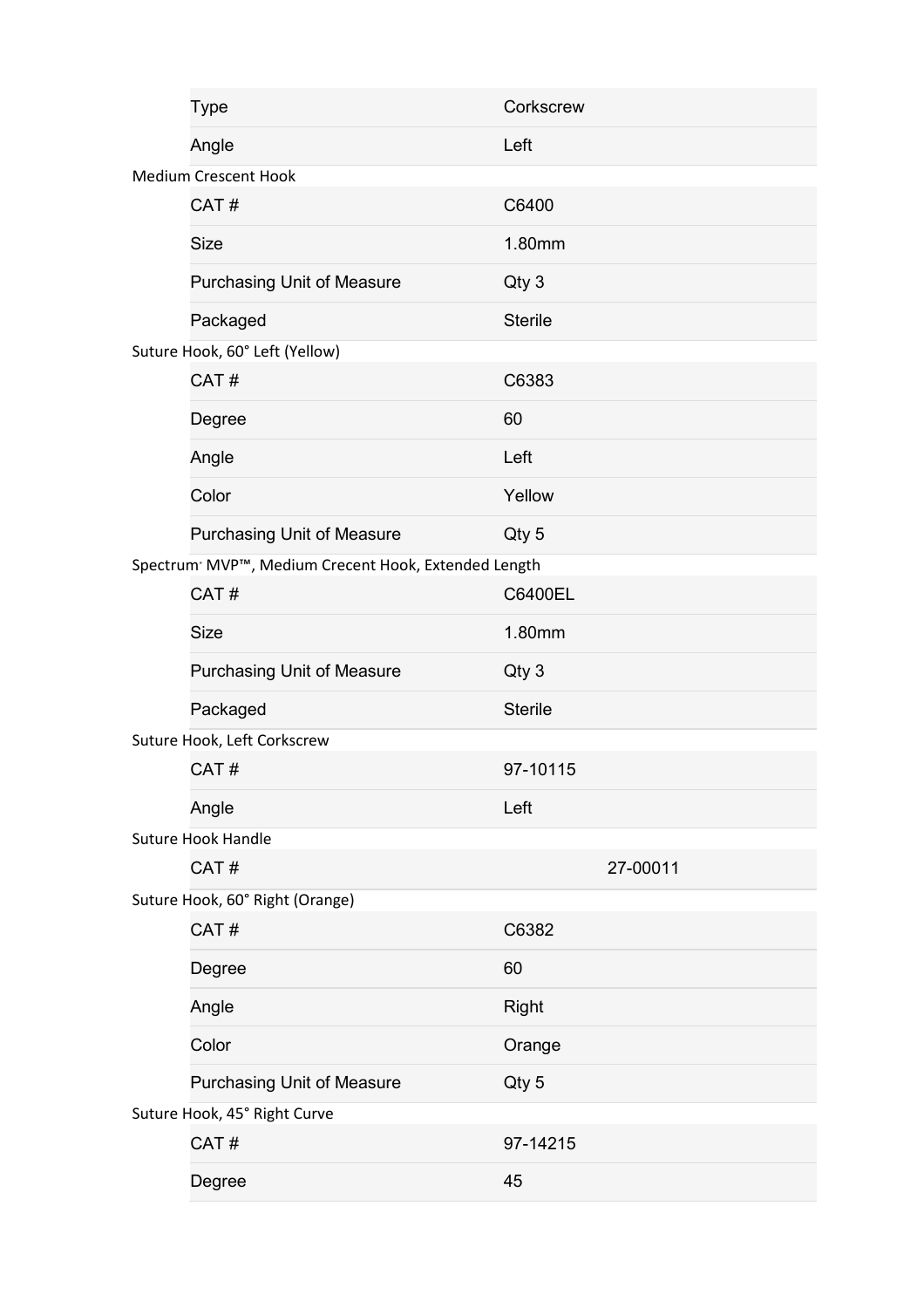| Type | Corkscrew |
|---|---|
| Angle | Left |

Medium Crescent Hook

| CAT # | C6400 |
|---|---|
| Size | 1.80mm |
| Purchasing Unit of Measure | Qty 3 |
| Packaged | Sterile |

Suture Hook, 60° Left (Yellow)

| CAT # | C6383 |
|---|---|
| Degree | 60 |
| Angle | Left |
| Color | Yellow |
| Purchasing Unit of Measure | Qty 5 |

Spectrum® MVP™, Medium Crecent Hook, Extended Length

| CAT # | C6400EL |
|---|---|
| Size | 1.80mm |
| Purchasing Unit of Measure | Qty 3 |
| Packaged | Sterile |

Suture Hook, Left Corkscrew

| CAT # | 97-10115 |
|---|---|
| Angle | Left |

Suture Hook Handle

| CAT # | 27-00011 |
|---|---|

Suture Hook, 60° Right (Orange)

| CAT # | C6382 |
|---|---|
| Degree | 60 |
| Angle | Right |
| Color | Orange |
| Purchasing Unit of Measure | Qty 5 |

Suture Hook, 45° Right Curve

| CAT # | 97-14215 |
|---|---|
| Degree | 45 |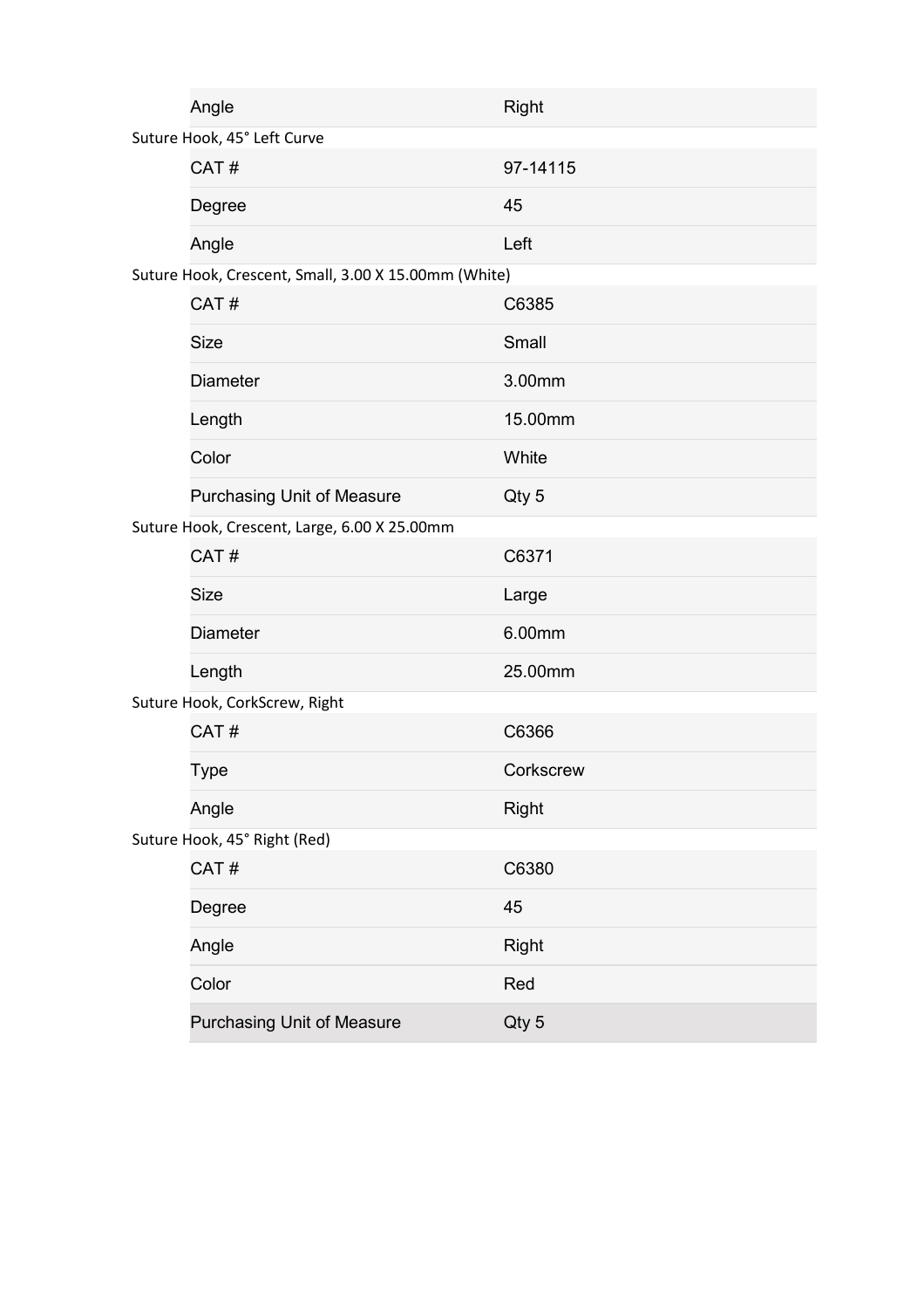| | |
|---|---|
| Angle | Right |

Suture Hook, 45° Left Curve

| | |
|---|---|
| CAT # | 97-14115 |
| Degree | 45 |
| Angle | Left |

Suture Hook, Crescent, Small, 3.00 X 15.00mm (White)

| | |
|---|---|
| CAT # | C6385 |
| Size | Small |
| Diameter | 3.00mm |
| Length | 15.00mm |
| Color | White |
| Purchasing Unit of Measure | Qty 5 |

Suture Hook, Crescent, Large, 6.00 X 25.00mm

| | |
|---|---|
| CAT # | C6371 |
| Size | Large |
| Diameter | 6.00mm |
| Length | 25.00mm |

Suture Hook, CorkScrew, Right

| | |
|---|---|
| CAT # | C6366 |
| Type | Corkscrew |
| Angle | Right |

Suture Hook, 45° Right (Red)

| | |
|---|---|
| CAT # | C6380 |
| Degree | 45 |
| Angle | Right |
| Color | Red |
| Purchasing Unit of Measure | Qty 5 |